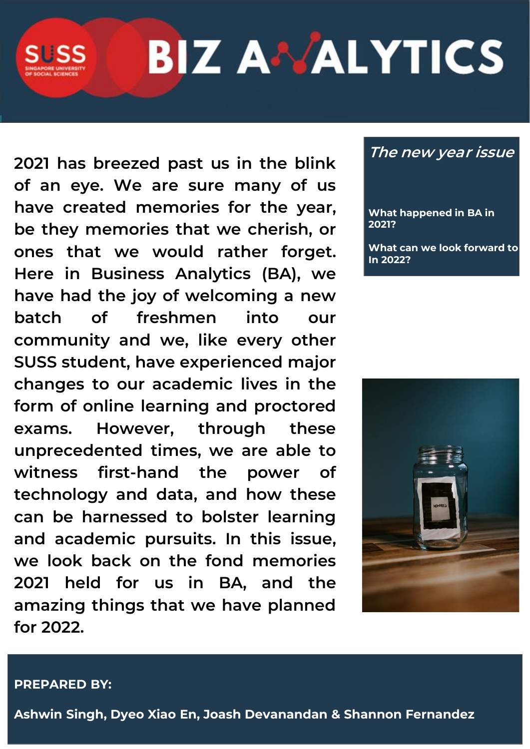# BIZ ANALYTICS

*The new year issue*

**What happened in BA in 2021?**

**What can we look forward to In 2022?**

2021 has breezed past us in the blink of an eye. We are sure many of us have created memories for the year, be they memories that we cherish, or ones that we would rather forget. Here in Business Analytics (BA), we have had the joy of welcoming a new batch of freshmen into our community and we, like every other SUSS student, have experienced major changes to our academic lives in the form of online learning and proctored exams. However, through these unprecedented times, we are able to witness first-hand the power of technology and data, and how these can be harnessed to bolster learning and academic pursuits. In this issue, we look back on the fond memories 2021 held for us in BA, and the amazing things that we have planned for 2022.

**PREPARED BY:**

**Ashwin Singh, Dyeo Xiao En, Joash Devanandan & Shannon Fernandez**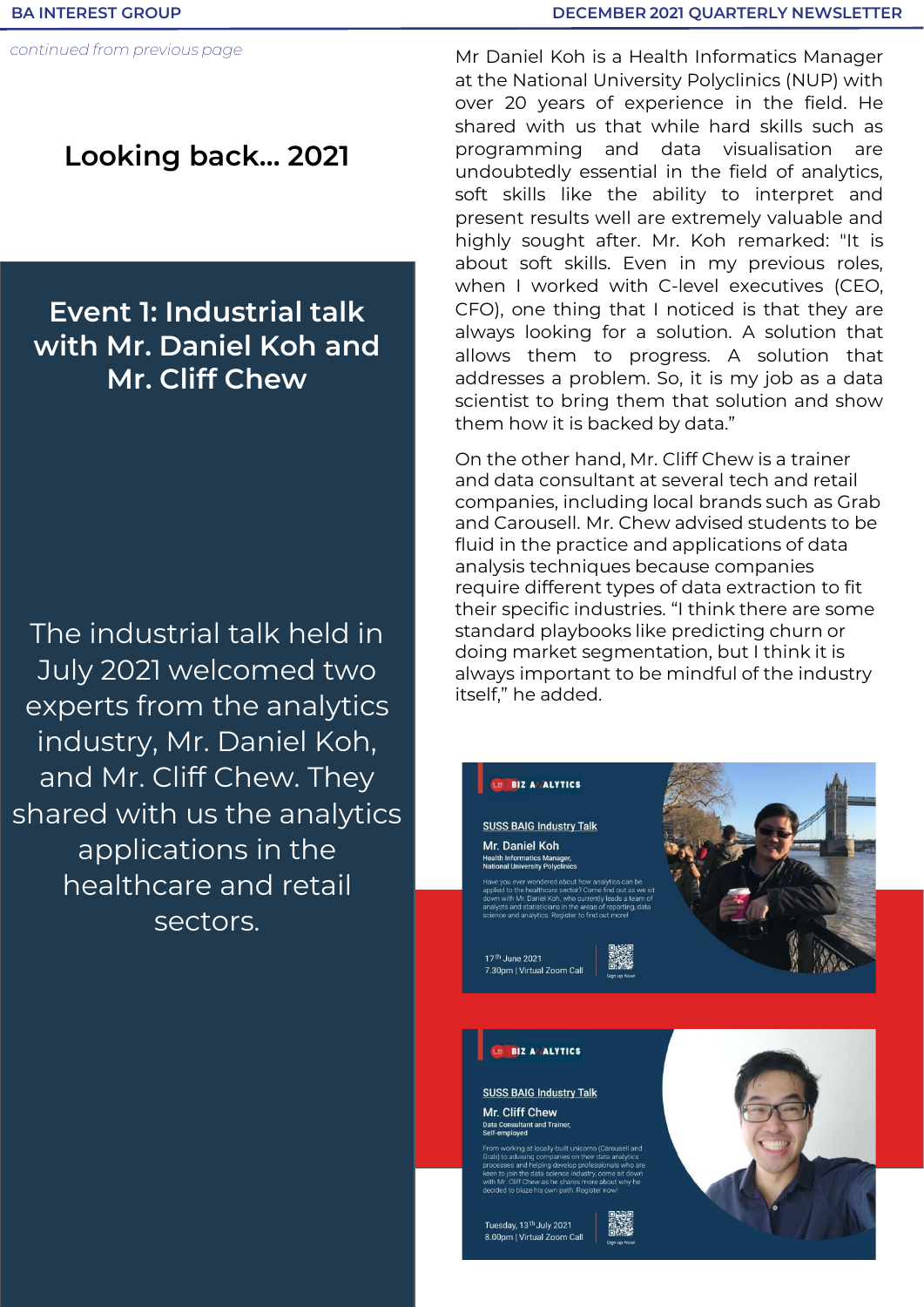*continued from previous page*

# Looking back... 2021

## Event 1: Industrial talk with Mr. Daniel Koh and Mr. Cliff Chew

The industrial talk held in July 2021 welcomed two experts from the analytics industry, Mr. Daniel Koh, and Mr. Cliff Chew. They shared with us the analytics applications in the healthcare and retail sectors.

Mr Daniel Koh is a Health Informatics Manager at the National University Polyclinics (NUP) with over 20 years of experience in the field. He shared with us that while hard skills such as programming and data visualisation are undoubtedly essential in the field of analytics, soft skills like the ability to interpret and present results well are extremely valuable and highly sought after. Mr. Koh remarked: "It is about soft skills. Even in my previous roles, when I worked with C-level executives (CEO, CFO), one thing that I noticed is that they are always looking for a solution. A solution that allows them to progress. A solution that addresses a problem. So, it is my job as a data scientist to bring them that solution and show them how it is backed by data."

On the other hand, Mr. Cliff Chew is a trainer and data consultant at several tech and retail companies, including local brands such as Grab and Carousell. Mr. Chew advised students to be fluid in the practice and applications of data analysis techniques because companies require different types of data extraction to fit their specific industries. "I think there are some standard playbooks like predicting churn or doing market segmentation, but I think it is always important to be mindful of the industry itself," he added.

BIZ ANALYTICS

SUSS BAIG Industry Talk

Mr. Daniel Koh

Health Informatics Manager, National University Polyclinics

Have you ever wondered about how analytics can be applied to the healthcare sector? Come find out as we sit down with Mr Daniel Koh, who currently leads a team of analysts and statisticians in the areas of reporting, data science and analytics. Register to find out more!

17th June 2021

7.30pm | Virtual Zoom Call

Sign up Now!

BIZ ANALYTICS

SUSS BAIG Industry Talk

Mr. Cliff Chew

Data Consultant and Trainer, Self-employed

From working at locally-built unicorns (Carousell and Grab) to advising companies on their data analytics processes and helping develop professionals who are keen to join the data science industry, come sit down with Mr. Cliff Chew as he shares more about why he decided to blaze his own path. Register now!

Tuesday, 13th July 2021

8.00pm | Virtual Zoom Call

Sign up Now!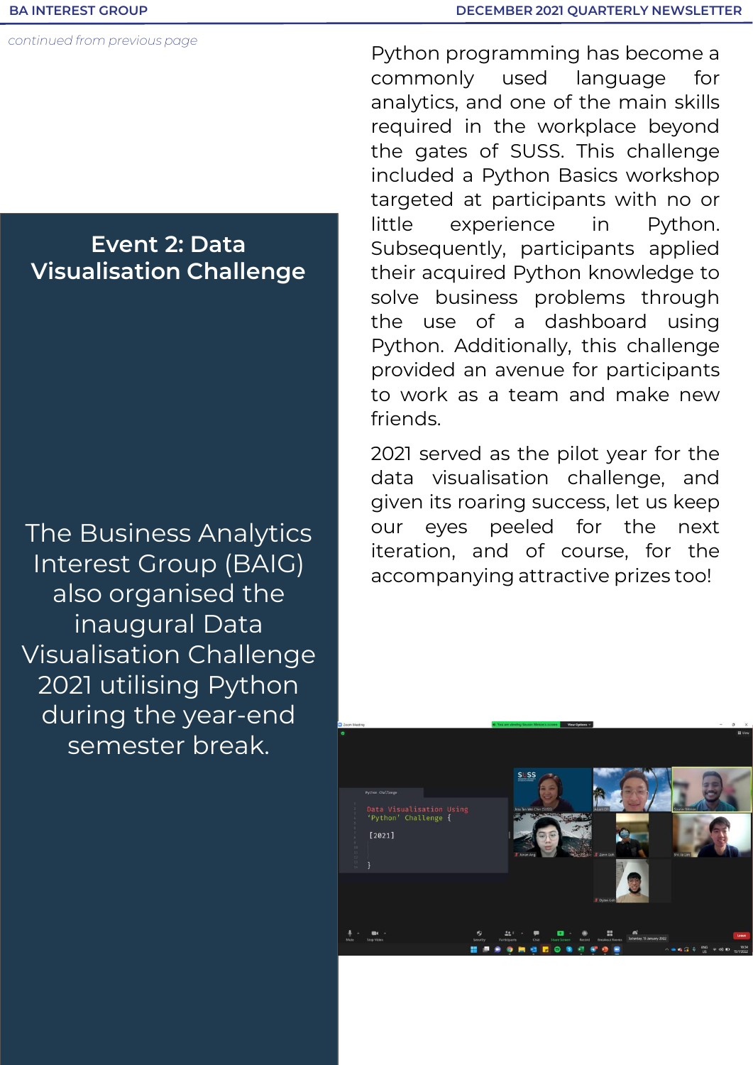*continued from previous page*

## Event 2: Data Visualisation Challenge

The Business Analytics Interest Group (BAIG) also organised the inaugural Data Visualisation Challenge 2021 utilising Python during the year-end semester break.

Python programming has become a commonly used language for analytics, and one of the main skills required in the workplace beyond the gates of SUSS. This challenge included a Python Basics workshop targeted at participants with no or little experience in Python. Subsequently, participants applied their acquired Python knowledge to solve business problems through the use of a dashboard using Python. Additionally, this challenge provided an avenue for participants to work as a team and make new friends.

2021 served as the pilot year for the data visualisation challenge, and given its roaring success, let us keep our eyes peeled for the next iteration, and of course, for the accompanying attractive prizes too!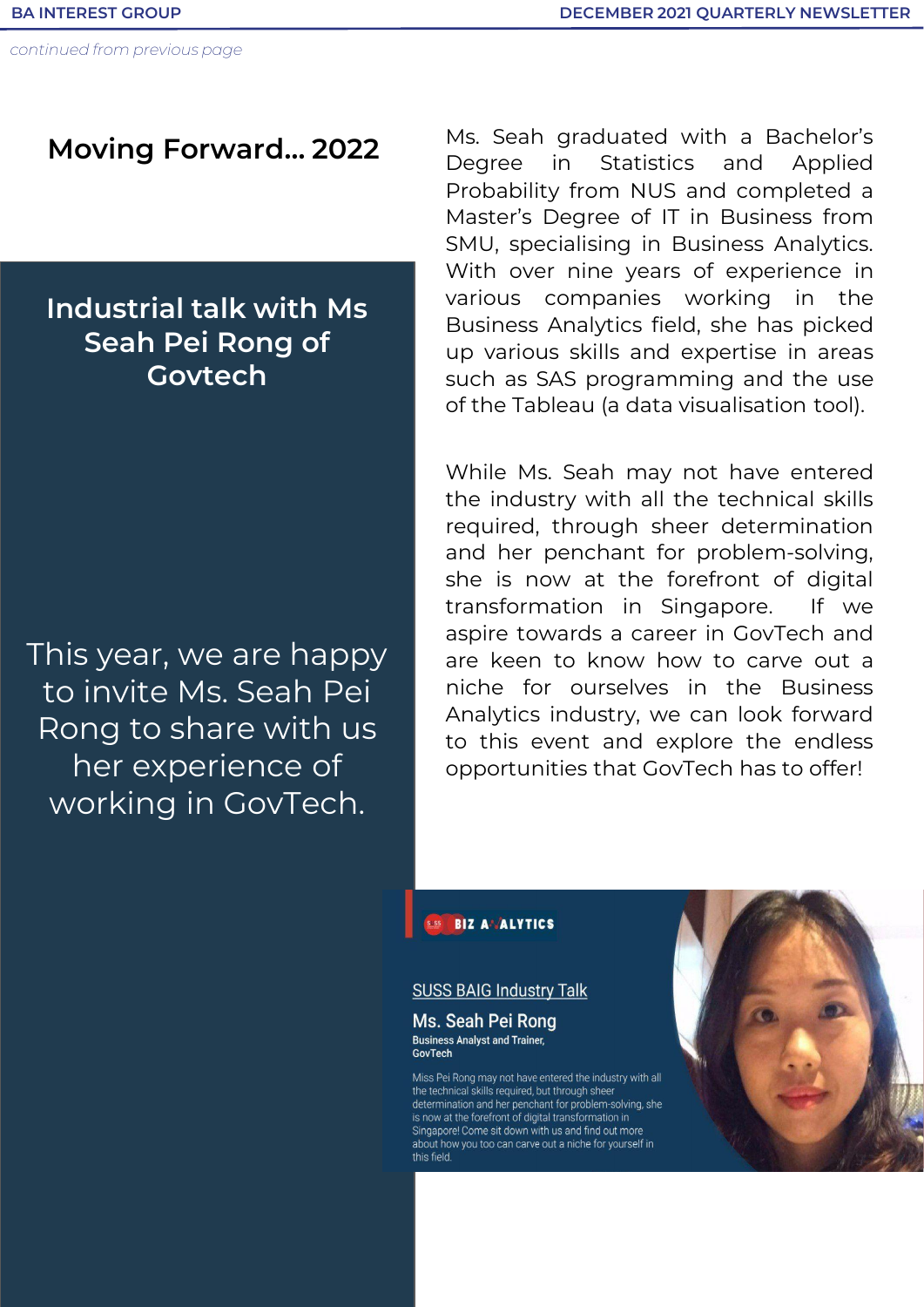*continued from previous page*

## Moving Forward... 2022

### Industrial talk with Ms Seah Pei Rong of Govtech

This year, we are happy to invite Ms. Seah Pei Rong to share with us her experience of working in GovTech.

Ms. Seah graduated with a Bachelor's Degree in Statistics and Applied Probability from NUS and completed a Master's Degree of IT in Business from SMU, specialising in Business Analytics. With over nine years of experience in various companies working in the Business Analytics field, she has picked up various skills and expertise in areas such as SAS programming and the use of the Tableau (a data visualisation tool).

While Ms. Seah may not have entered the industry with all the technical skills required, through sheer determination and her penchant for problem-solving, she is now at the forefront of digital transformation in Singapore. If we aspire towards a career in GovTech and are keen to know how to carve out a niche for ourselves in the Business Analytics industry, we can look forward to this event and explore the endless opportunities that GovTech has to offer!

BIZ ANALYTICS

SUSS BAIG Industry Talk

**Ms. Seah Pei Rong**

**Business Analyst and Trainer, GovTech**

Miss Pei Rong may not have entered the industry with all the technical skills required, but through sheer determination and her penchant for problem-solving, she is now at the forefront of digital transformation in Singapore! Come sit down with us and find out more about how you too can carve out a niche for yourself in this field.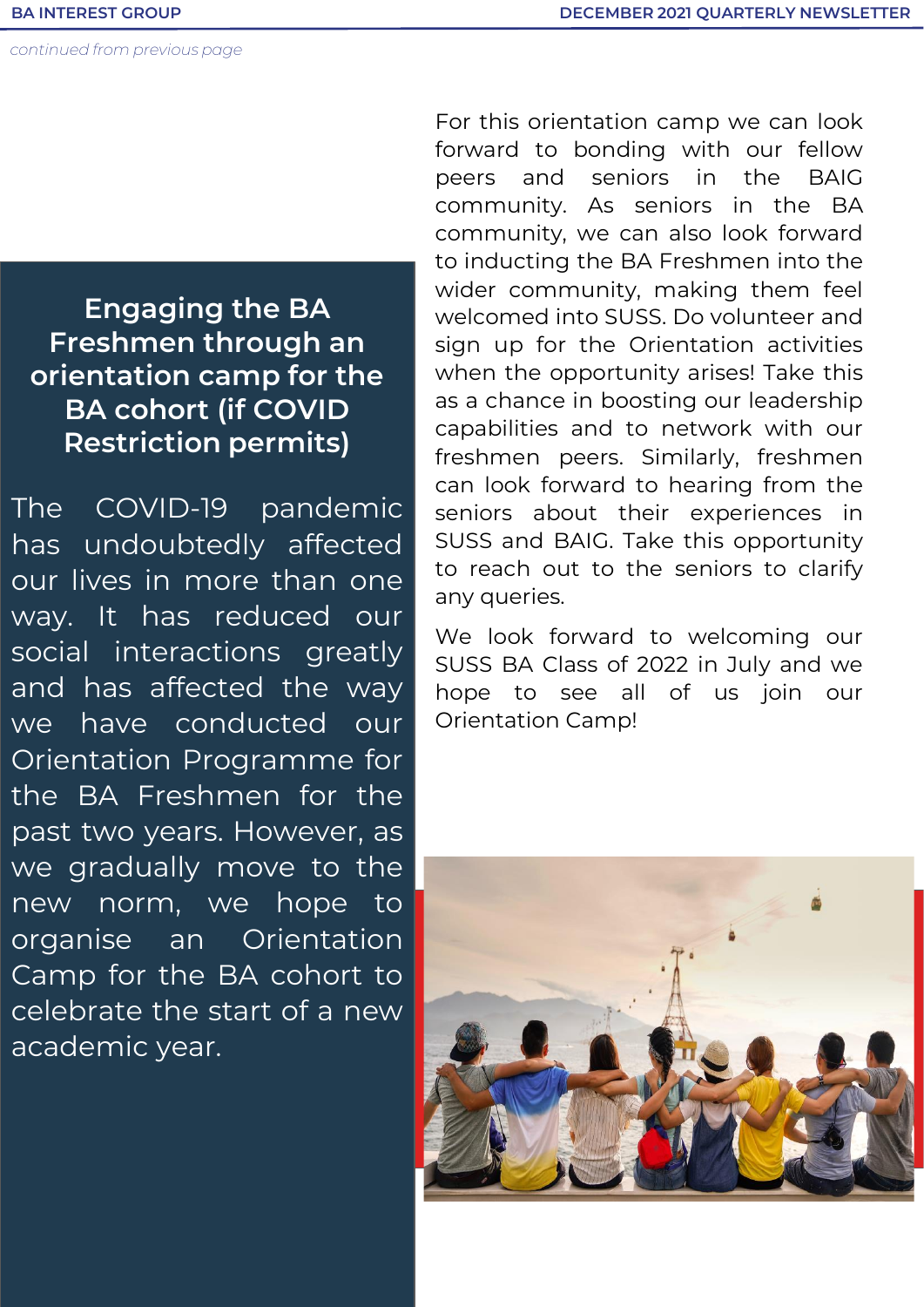*continued from previous page*

## Engaging the BA Freshmen through an orientation camp for the BA cohort (if COVID Restriction permits)

The COVID-19 pandemic has undoubtedly affected our lives in more than one way. It has reduced our social interactions greatly and has affected the way we have conducted our Orientation Programme for the BA Freshmen for the past two years. However, as we gradually move to the new norm, we hope to organise an Orientation Camp for the BA cohort to celebrate the start of a new academic year.

For this orientation camp we can look forward to bonding with our fellow peers and seniors in the BAIG community. As seniors in the BA community, we can also look forward to inducting the BA Freshmen into the wider community, making them feel welcomed into SUSS. Do volunteer and sign up for the Orientation activities when the opportunity arises! Take this as a chance in boosting our leadership capabilities and to network with our freshmen peers. Similarly, freshmen can look forward to hearing from the seniors about their experiences in SUSS and BAIG. Take this opportunity to reach out to the seniors to clarify any queries.

We look forward to welcoming our SUSS BA Class of 2022 in July and we hope to see all of us join our Orientation Camp!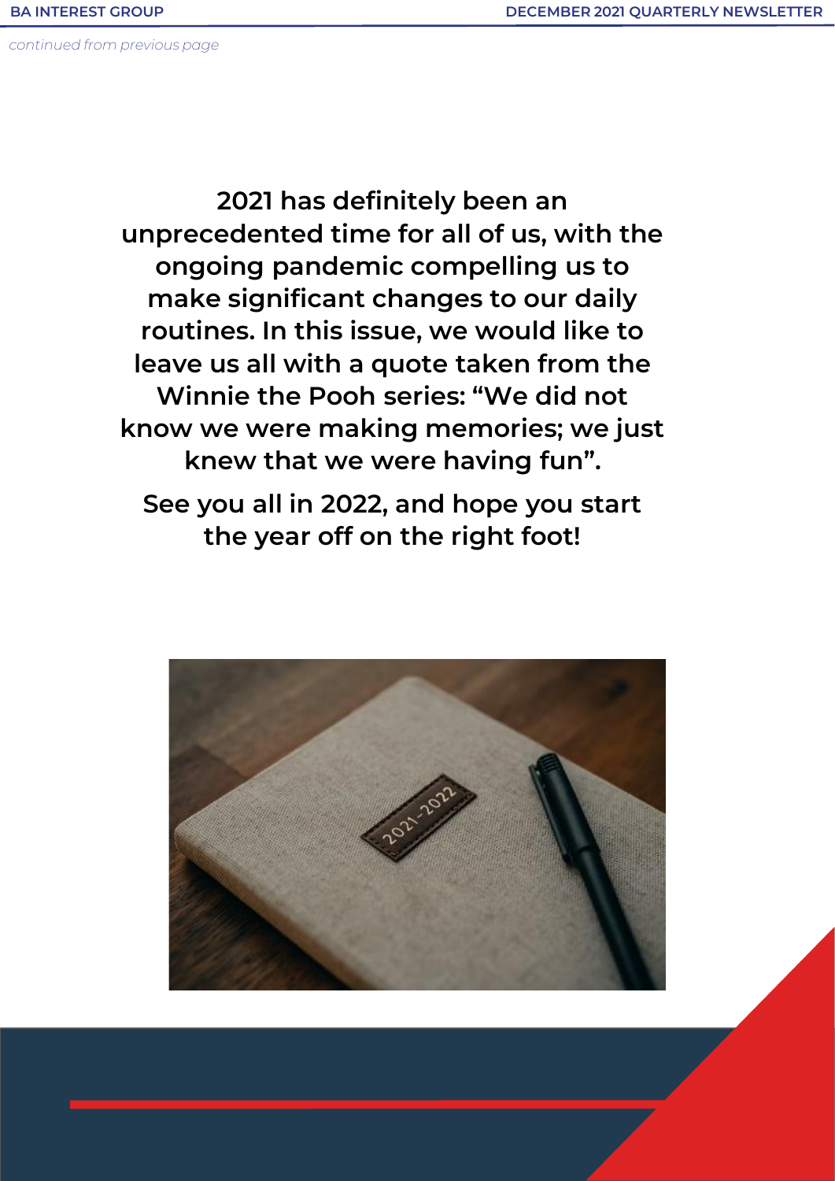*continued from previous page*

**2021 has definitely been an unprecedented time for all of us, with the ongoing pandemic compelling us to make significant changes to our daily routines. In this issue, we would like to leave us all with a quote taken from the Winnie the Pooh series: "We did not know we were making memories; we just knew that we were having fun".**

**See you all in 2022, and hope you start the year off on the right foot!**